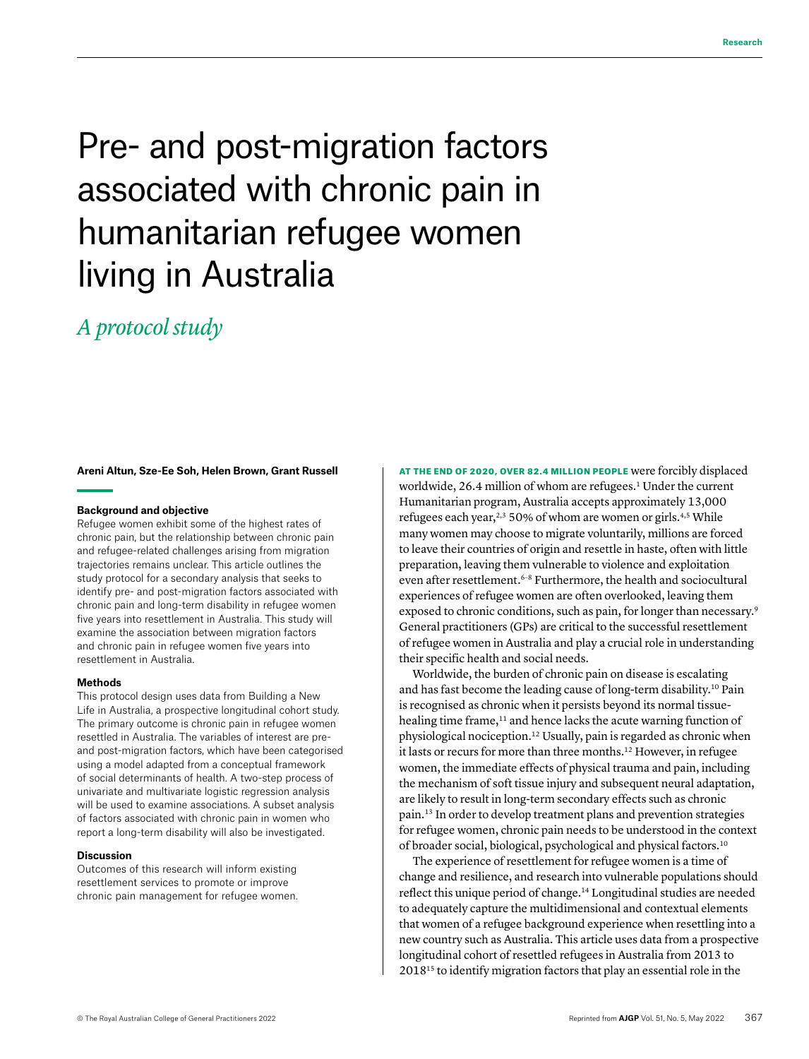# Pre- and post-migration factors associated with chronic pain in humanitarian refugee women living in Australia

## *A protocol study*

**Areni Altun, Sze-Ee Soh, Helen Brown, Grant Russell**

### Background and objective

Refugee women exhibit some of the highest rates of chronic pain, but the relationship between chronic pain and refugee-related challenges arising from migration trajectories remains unclear. This article outlines the study protocol for a secondary analysis that seeks to identify pre- and post-migration factors associated with chronic pain and long-term disability in refugee women five years into resettlement in Australia. This study will examine the association between migration factors and chronic pain in refugee women five years into resettlement in Australia.

### Methods

This protocol design uses data from Building a New Life in Australia, a prospective longitudinal cohort study. The primary outcome is chronic pain in refugee women resettled in Australia. The variables of interest are pre- and post-migration factors, which have been categorised using a model adapted from a conceptual framework of social determinants of health. A two-step process of univariate and multivariate logistic regression analysis will be used to examine associations. A subset analysis of factors associated with chronic pain in women who report a long-term disability will also be investigated.

### Discussion

Outcomes of this research will inform existing resettlement services to promote or improve chronic pain management for refugee women.

**AT THE END OF 2020, OVER 82.4 MILLION PEOPLE** were forcibly displaced worldwide, 26.4 million of whom are refugees.[1] Under the current Humanitarian program, Australia accepts approximately 13,000 refugees each year,[2,3] 50% of whom are women or girls.[4,5] While many women may choose to migrate voluntarily, millions are forced to leave their countries of origin and resettle in haste, often with little preparation, leaving them vulnerable to violence and exploitation even after resettlement.[6–8] Furthermore, the health and sociocultural experiences of refugee women are often overlooked, leaving them exposed to chronic conditions, such as pain, for longer than necessary.[9] General practitioners (GPs) are critical to the successful resettlement of refugee women in Australia and play a crucial role in understanding their specific health and social needs.

Worldwide, the burden of chronic pain on disease is escalating and has fast become the leading cause of long-term disability.[10] Pain is recognised as chronic when it persists beyond its normal tissue-healing time frame,[11] and hence lacks the acute warning function of physiological nociception.[12] Usually, pain is regarded as chronic when it lasts or recurs for more than three months.[12] However, in refugee women, the immediate effects of physical trauma and pain, including the mechanism of soft tissue injury and subsequent neural adaptation, are likely to result in long-term secondary effects such as chronic pain.[13] In order to develop treatment plans and prevention strategies for refugee women, chronic pain needs to be understood in the context of broader social, biological, psychological and physical factors.[10]

The experience of resettlement for refugee women is a time of change and resilience, and research into vulnerable populations should reflect this unique period of change.[14] Longitudinal studies are needed to adequately capture the multidimensional and contextual elements that women of a refugee background experience when resettling into a new country such as Australia. This article uses data from a prospective longitudinal cohort of resettled refugees in Australia from 2013 to 2018[15] to identify migration factors that play an essential role in the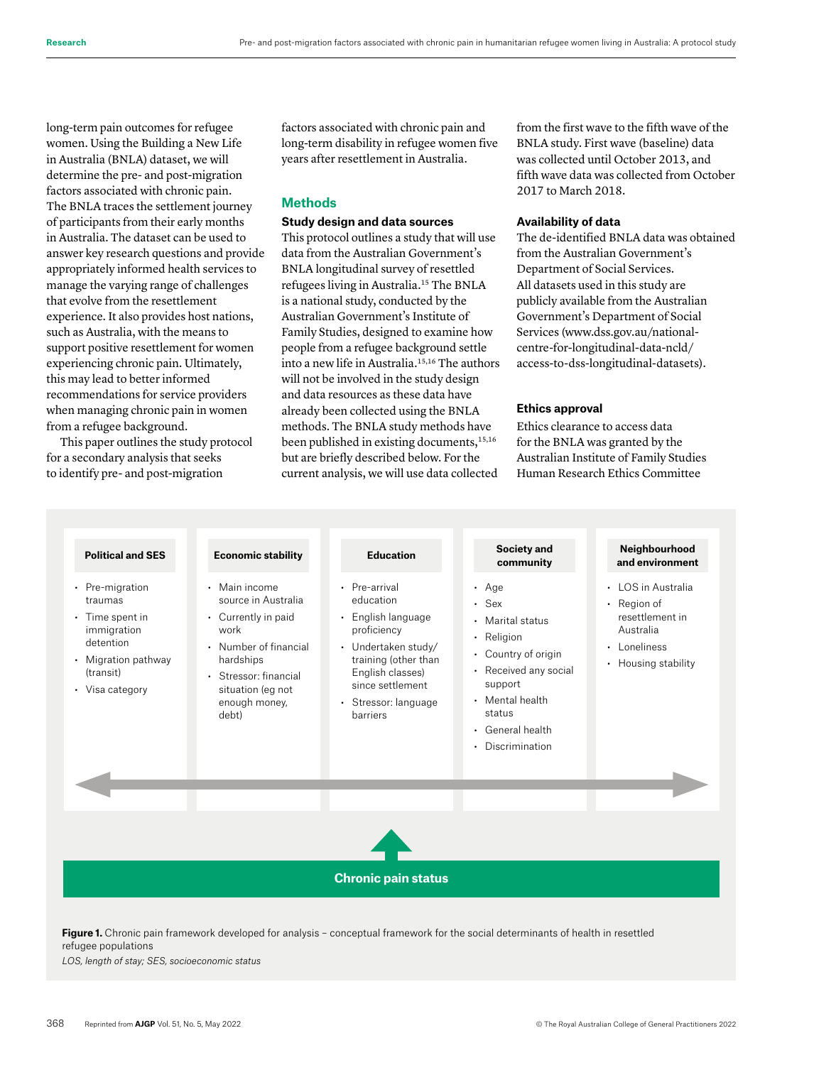long-term pain outcomes for refugee women. Using the Building a New Life in Australia (BNLA) dataset, we will determine the pre- and post-migration factors associated with chronic pain. The BNLA traces the settlement journey of participants from their early months in Australia. The dataset can be used to answer key research questions and provide appropriately informed health services to manage the varying range of challenges that evolve from the resettlement experience. It also provides host nations, such as Australia, with the means to support positive resettlement for women experiencing chronic pain. Ultimately, this may lead to better informed recommendations for service providers when managing chronic pain in women from a refugee background.

This paper outlines the study protocol for a secondary analysis that seeks to identify pre- and post-migration factors associated with chronic pain and long-term disability in refugee women five years after resettlement in Australia.

## Methods

### Study design and data sources

This protocol outlines a study that will use data from the Australian Government's BNLA longitudinal survey of resettled refugees living in Australia.[15] The BNLA is a national study, conducted by the Australian Government's Institute of Family Studies, designed to examine how people from a refugee background settle into a new life in Australia.[15,16] The authors will not be involved in the study design and data resources as these data have already been collected using the BNLA methods. The BNLA study methods have been published in existing documents,[15,16] but are briefly described below. For the current analysis, we will use data collected from the first wave to the fifth wave of the BNLA study. First wave (baseline) data was collected until October 2013, and fifth wave data was collected from October 2017 to March 2018.

### Availability of data

The de-identified BNLA data was obtained from the Australian Government's Department of Social Services. All datasets used in this study are publicly available from the Australian Government's Department of Social Services (www.dss.gov.au/national-centre-for-longitudinal-data-ncld/access-to-dss-longitudinal-datasets).

### Ethics approval

Ethics clearance to access data for the BNLA was granted by the Australian Institute of Family Studies Human Research Ethics Committee

| Political and SES | Economic stability | Education | Society and community | Neighbourhood and environment |
|---|---|---|---|---|
| • Pre-migration traumas<br>• Time spent in immigration detention<br>• Migration pathway (transit)<br>• Visa category | • Main income source in Australia<br>• Currently in paid work<br>• Number of financial hardships<br>• Stressor: financial situation (eg not enough money, debt) | • Pre-arrival education<br>• English language proficiency<br>• Undertaken study/training (other than English classes) since settlement<br>• Stressor: language barriers | • Age<br>• Sex<br>• Marital status<br>• Religion<br>• Country of origin<br>• Received any social support<br>• Mental health status<br>• General health<br>• Discrimination | • LOS in Australia<br>• Region of resettlement in Australia<br>• Loneliness<br>• Housing stability |

Chronic pain status

**Figure 1.** Chronic pain framework developed for analysis – conceptual framework for the social determinants of health in resettled refugee populations

*LOS, length of stay; SES, socioeconomic status*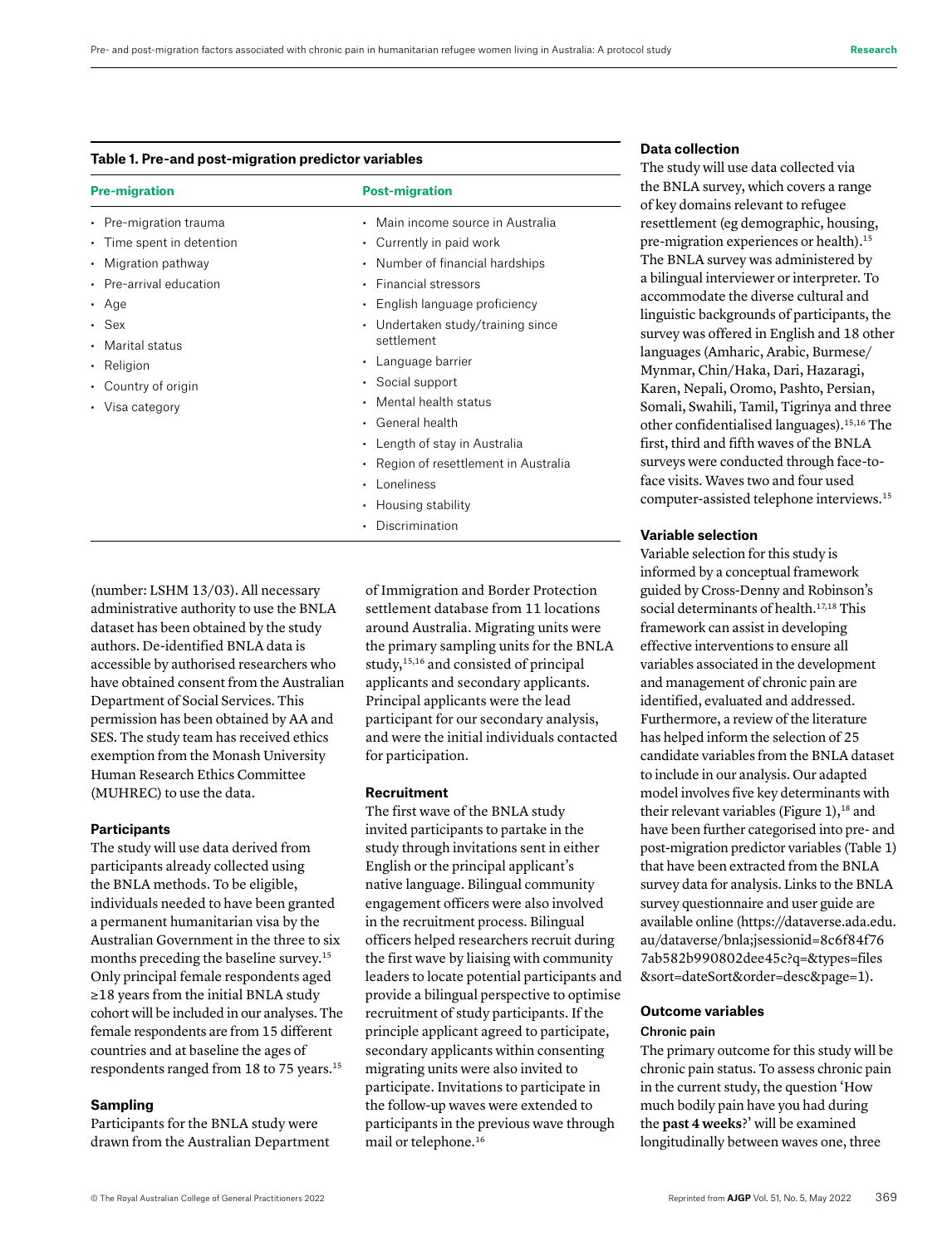**Table 1. Pre-and post-migration predictor variables**

| Pre-migration | Post-migration |
|---|---|
| Pre-migration trauma | Main income source in Australia |
| Time spent in detention | Currently in paid work |
| Migration pathway | Number of financial hardships |
| Pre-arrival education | Financial stressors |
| Age | English language proficiency |
| Sex | Undertaken study/training since settlement |
| Marital status | Language barrier |
| Religion | Social support |
| Country of origin | Mental health status |
| Visa category | General health |
| | Length of stay in Australia |
| | Region of resettlement in Australia |
| | Loneliness |
| | Housing stability |
| | Discrimination |

(number: LSHM 13/03). All necessary administrative authority to use the BNLA dataset has been obtained by the study authors. De-identified BNLA data is accessible by authorised researchers who have obtained consent from the Australian Department of Social Services. This permission has been obtained by AA and SES. The study team has received ethics exemption from the Monash University Human Research Ethics Committee (MUHREC) to use the data.

### Participants

The study will use data derived from participants already collected using the BNLA methods. To be eligible, individuals needed to have been granted a permanent humanitarian visa by the Australian Government in the three to six months preceding the baseline survey.[15] Only principal female respondents aged ≥18 years from the initial BNLA study cohort will be included in our analyses. The female respondents are from 15 different countries and at baseline the ages of respondents ranged from 18 to 75 years.[15]

### Sampling

Participants for the BNLA study were drawn from the Australian Department of Immigration and Border Protection settlement database from 11 locations around Australia. Migrating units were the primary sampling units for the BNLA study,[15,16] and consisted of principal applicants and secondary applicants. Principal applicants were the lead participant for our secondary analysis, and were the initial individuals contacted for participation.

### Recruitment

The first wave of the BNLA study invited participants to partake in the study through invitations sent in either English or the principal applicant's native language. Bilingual community engagement officers were also involved in the recruitment process. Bilingual officers helped researchers recruit during the first wave by liaising with community leaders to locate potential participants and provide a bilingual perspective to optimise recruitment of study participants. If the principle applicant agreed to participate, secondary applicants within consenting migrating units were also invited to participate. Invitations to participate in the follow-up waves were extended to participants in the previous wave through mail or telephone.[16]

### Data collection

The study will use data collected via the BNLA survey, which covers a range of key domains relevant to refugee resettlement (eg demographic, housing, pre-migration experiences or health).[15] The BNLA survey was administered by a bilingual interviewer or interpreter. To accommodate the diverse cultural and linguistic backgrounds of participants, the survey was offered in English and 18 other languages (Amharic, Arabic, Burmese/Mynmar, Chin/Haka, Dari, Hazaragi, Karen, Nepali, Oromo, Pashto, Persian, Somali, Swahili, Tamil, Tigrinya and three other confidentialised languages).[15,16] The first, third and fifth waves of the BNLA surveys were conducted through face-to-face visits. Waves two and four used computer-assisted telephone interviews.[15]

### Variable selection

Variable selection for this study is informed by a conceptual framework guided by Cross-Denny and Robinson's social determinants of health.[17,18] This framework can assist in developing effective interventions to ensure all variables associated in the development and management of chronic pain are identified, evaluated and addressed. Furthermore, a review of the literature has helped inform the selection of 25 candidate variables from the BNLA dataset to include in our analysis. Our adapted model involves five key determinants with their relevant variables (Figure 1),[18] and have been further categorised into pre- and post-migration predictor variables (Table 1) that have been extracted from the BNLA survey data for analysis. Links to the BNLA survey questionnaire and user guide are available online (https://dataverse.ada.edu.au/dataverse/bnla;jsessionid=8c6f84f767ab582b990802dee45c?q=&types=files&sort=dateSort&order=desc&page=1).

### Outcome variables

#### Chronic pain

The primary outcome for this study will be chronic pain status. To assess chronic pain in the current study, the question 'How much bodily pain have you had during the **past 4 weeks**?' will be examined longitudinally between waves one, three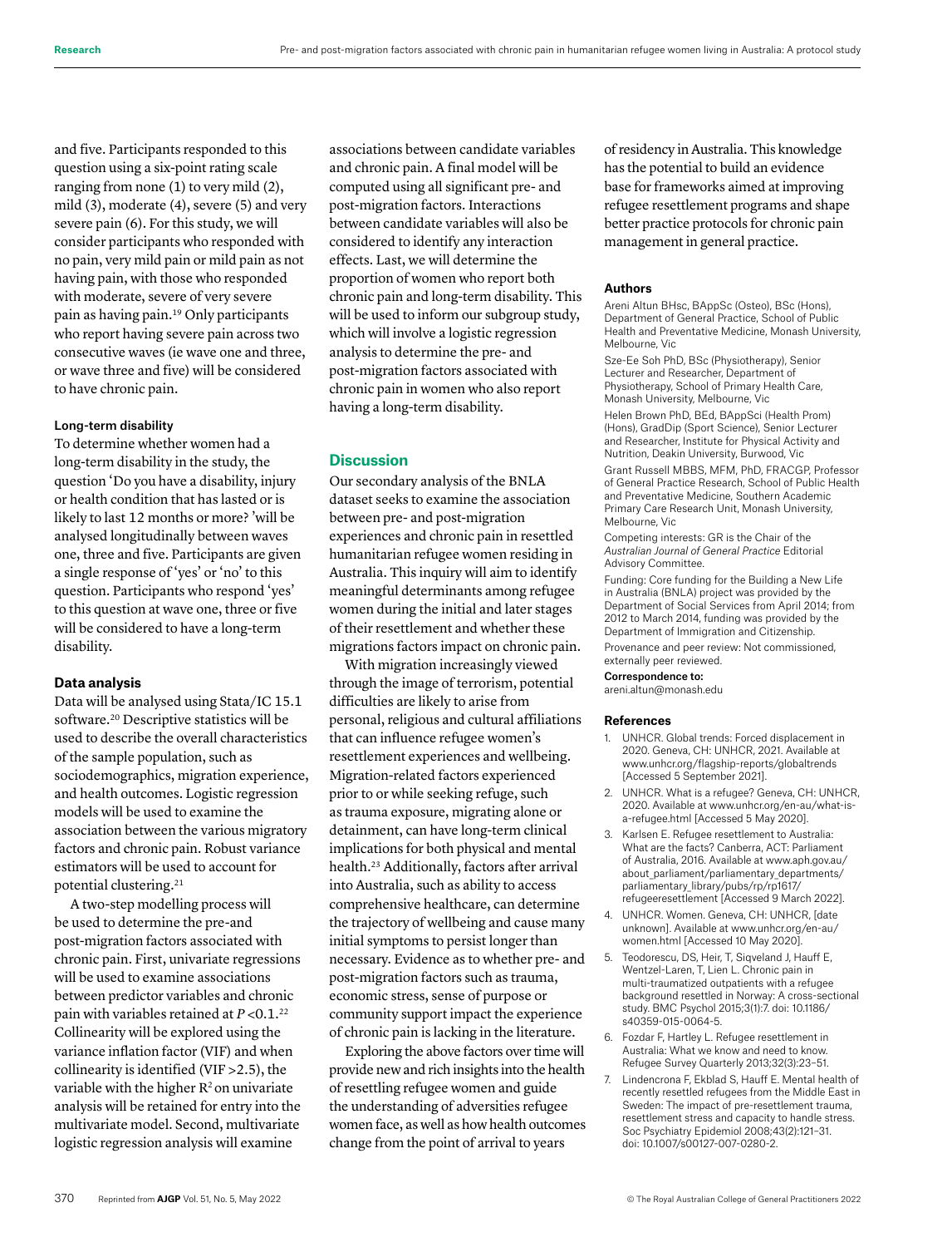and five. Participants responded to this question using a six-point rating scale ranging from none (1) to very mild (2), mild (3), moderate (4), severe (5) and very severe pain (6). For this study, we will consider participants who responded with no pain, very mild pain or mild pain as not having pain, with those who responded with moderate, severe of very severe pain as having pain.[19] Only participants who report having severe pain across two consecutive waves (ie wave one and three, or wave three and five) will be considered to have chronic pain.

#### Long-term disability

To determine whether women had a long-term disability in the study, the question 'Do you have a disability, injury or health condition that has lasted or is likely to last 12 months or more? 'will be analysed longitudinally between waves one, three and five. Participants are given a single response of 'yes' or 'no' to this question. Participants who respond 'yes' to this question at wave one, three or five will be considered to have a long-term disability.

### Data analysis

Data will be analysed using Stata/IC 15.1 software.[20] Descriptive statistics will be used to describe the overall characteristics of the sample population, such as sociodemographics, migration experience, and health outcomes. Logistic regression models will be used to examine the association between the various migratory factors and chronic pain. Robust variance estimators will be used to account for potential clustering.[21]

A two-step modelling process will be used to determine the pre-and post-migration factors associated with chronic pain. First, univariate regressions will be used to examine associations between predictor variables and chronic pain with variables retained at $P < 0.1$.[22] Collinearity will be explored using the variance inflation factor (VIF) and when collinearity is identified (VIF >2.5), the variable with the higher $R^2$ on univariate analysis will be retained for entry into the multivariate model. Second, multivariate logistic regression analysis will examine associations between candidate variables and chronic pain. A final model will be computed using all significant pre- and post-migration factors. Interactions between candidate variables will also be considered to identify any interaction effects. Last, we will determine the proportion of women who report both chronic pain and long-term disability. This will be used to inform our subgroup study, which will involve a logistic regression analysis to determine the pre- and post-migration factors associated with chronic pain in women who also report having a long-term disability.

## Discussion

Our secondary analysis of the BNLA dataset seeks to examine the association between pre- and post-migration experiences and chronic pain in resettled humanitarian refugee women residing in Australia. This inquiry will aim to identify meaningful determinants among refugee women during the initial and later stages of their resettlement and whether these migrations factors impact on chronic pain.

With migration increasingly viewed through the image of terrorism, potential difficulties are likely to arise from personal, religious and cultural affiliations that can influence refugee women's resettlement experiences and wellbeing. Migration-related factors experienced prior to or while seeking refuge, such as trauma exposure, migrating alone or detainment, can have long-term clinical implications for both physical and mental health.[23] Additionally, factors after arrival into Australia, such as ability to access comprehensive healthcare, can determine the trajectory of wellbeing and cause many initial symptoms to persist longer than necessary. Evidence as to whether pre- and post-migration factors such as trauma, economic stress, sense of purpose or community support impact the experience of chronic pain is lacking in the literature.

Exploring the above factors over time will provide new and rich insights into the health of resettling refugee women and guide the understanding of adversities refugee women face, as well as how health outcomes change from the point of arrival to years of residency in Australia. This knowledge has the potential to build an evidence base for frameworks aimed at improving refugee resettlement programs and shape better practice protocols for chronic pain management in general practice.

#### Authors

Areni Altun BHsc, BAppSc (Osteo), BSc (Hons), Department of General Practice, School of Public Health and Preventative Medicine, Monash University, Melbourne, Vic

Sze-Ee Soh PhD, BSc (Physiotherapy), Senior Lecturer and Researcher, Department of Physiotherapy, School of Primary Health Care, Monash University, Melbourne, Vic

Helen Brown PhD, BEd, BAppSci (Health Prom) (Hons), GradDip (Sport Science), Senior Lecturer and Researcher, Institute for Physical Activity and Nutrition, Deakin University, Burwood, Vic

Grant Russell MBBS, MFM, PhD, FRACGP, Professor of General Practice Research, School of Public Health and Preventative Medicine, Southern Academic Primary Care Research Unit, Monash University, Melbourne, Vic

Competing interests: GR is the Chair of the *Australian Journal of General Practice* Editorial Advisory Committee.

Funding: Core funding for the Building a New Life in Australia (BNLA) project was provided by the Department of Social Services from April 2014; from 2012 to March 2014, funding was provided by the Department of Immigration and Citizenship.

Provenance and peer review: Not commissioned, externally peer reviewed.

**Correspondence to:**

areni.altun@monash.edu

#### References

1. UNHCR. Global trends: Forced displacement in 2020. Geneva, CH: UNHCR, 2021. Available at www.unhcr.org/flagship-reports/globaltrends [Accessed 5 September 2021].
2. UNHCR. What is a refugee? Geneva, CH: UNHCR, 2020. Available at www.unhcr.org/en-au/what-is-a-refugee.html [Accessed 5 May 2020].
3. Karlsen E. Refugee resettlement to Australia: What are the facts? Canberra, ACT: Parliament of Australia, 2016. Available at www.aph.gov.au/about_parliament/parliamentary_departments/parliamentary_library/pubs/rp/rp1617/refugeeresettlement [Accessed 9 March 2022].
4. UNHCR. Women. Geneva, CH: UNHCR, [date unknown]. Available at www.unhcr.org/en-au/women.html [Accessed 10 May 2020].
5. Teodorescu, DS, Heir, T, Siqveland J, Hauff E, Wentzel-Laren, T, Lien L. Chronic pain in multi-traumatized outpatients with a refugee background resettled in Norway: A cross-sectional study. BMC Psychol 2015;3(1):7. doi: 10.1186/s40359-015-0064-5.
6. Fozdar F, Hartley L. Refugee resettlement in Australia: What we know and need to know. Refugee Survey Quarterly 2013;32(3):23–51.
7. Lindencrona F, Ekblad S, Hauff E. Mental health of recently resettled refugees from the Middle East in Sweden: The impact of pre-resettlement trauma, resettlement stress and capacity to handle stress. Soc Psychiatry Epidemiol 2008;43(2):121–31. doi: 10.1007/s00127-007-0280-2.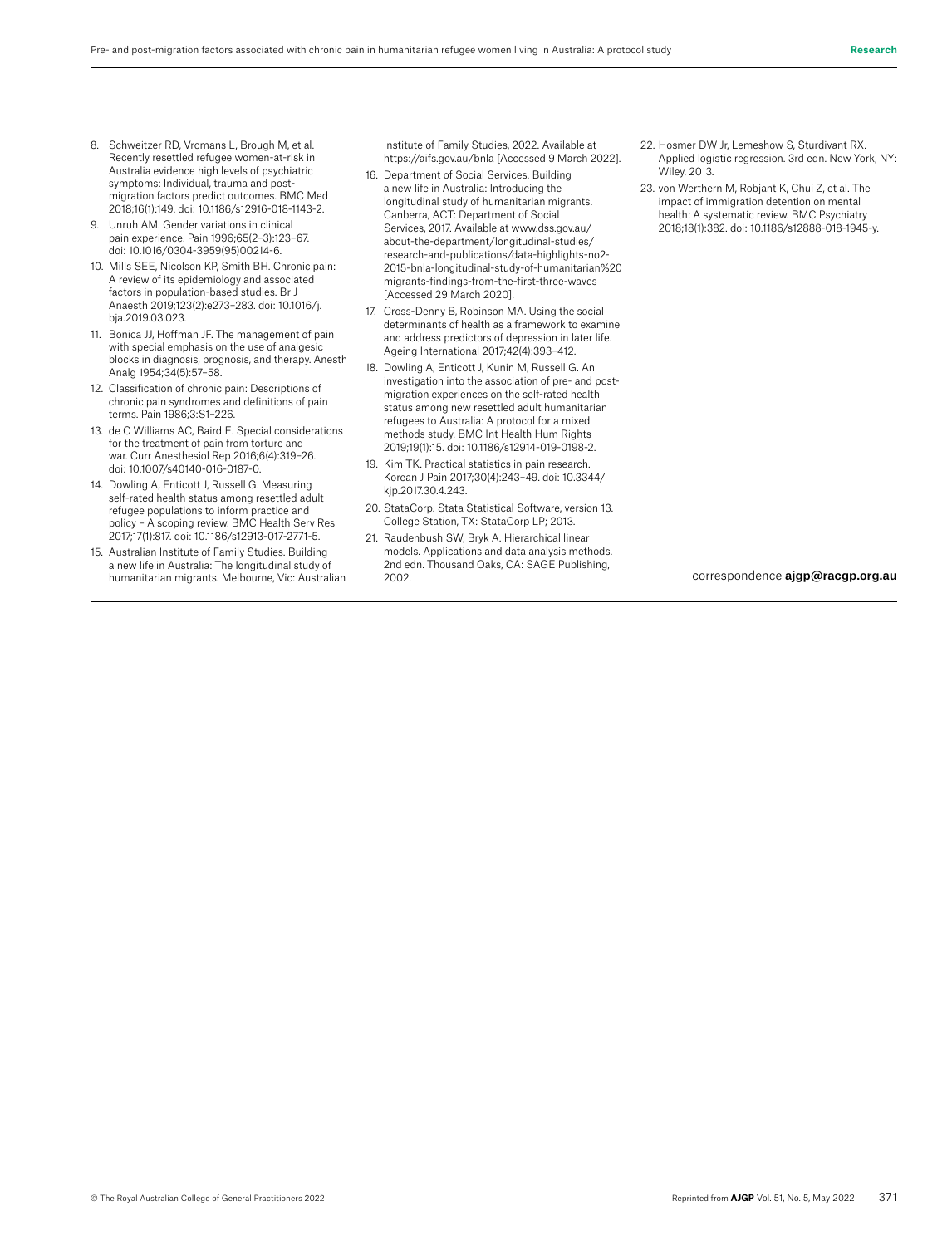8. Schweitzer RD, Vromans L, Brough M, et al. Recently resettled refugee women-at-risk in Australia evidence high levels of psychiatric symptoms: Individual, trauma and post-migration factors predict outcomes. BMC Med 2018;16(1):149. doi: 10.1186/s12916-018-1143-2.
9. Unruh AM. Gender variations in clinical pain experience. Pain 1996;65(2–3):123–67. doi: 10.1016/0304-3959(95)00214-6.
10. Mills SEE, Nicolson KP, Smith BH. Chronic pain: A review of its epidemiology and associated factors in population-based studies. Br J Anaesth 2019;123(2):e273–283. doi: 10.1016/j.bja.2019.03.023.
11. Bonica JJ, Hoffman JF. The management of pain with special emphasis on the use of analgesic blocks in diagnosis, prognosis, and therapy. Anesth Analg 1954;34(5):57–58.
12. Classification of chronic pain: Descriptions of chronic pain syndromes and definitions of pain terms. Pain 1986;3:S1–226.
13. de C Williams AC, Baird E. Special considerations for the treatment of pain from torture and war. Curr Anesthesiol Rep 2016;6(4):319–26. doi: 10.1007/s40140-016-0187-0.
14. Dowling A, Enticott J, Russell G. Measuring self-rated health status among resettled adult refugee populations to inform practice and policy – A scoping review. BMC Health Serv Res 2017;17(1):817. doi: 10.1186/s12913-017-2771-5.
15. Australian Institute of Family Studies. Building a new life in Australia: The longitudinal study of humanitarian migrants. Melbourne, Vic: Australian Institute of Family Studies, 2022. Available at https://aifs.gov.au/bnla [Accessed 9 March 2022].
16. Department of Social Services. Building a new life in Australia: Introducing the longitudinal study of humanitarian migrants. Canberra, ACT: Department of Social Services, 2017. Available at www.dss.gov.au/about-the-department/longitudinal-studies/research-and-publications/data-highlights-no2-2015-bnla-longitudinal-study-of-humanitarian%20migrants-findings-from-the-first-three-waves [Accessed 29 March 2020].
17. Cross-Denny B, Robinson MA. Using the social determinants of health as a framework to examine and address predictors of depression in later life. Ageing International 2017;42(4):393–412.
18. Dowling A, Enticott J, Kunin M, Russell G. An investigation into the association of pre- and post-migration experiences on the self-rated health status among new resettled adult humanitarian refugees to Australia: A protocol for a mixed methods study. BMC Int Health Hum Rights 2019;19(1):15. doi: 10.1186/s12914-019-0198-2.
19. Kim TK. Practical statistics in pain research. Korean J Pain 2017;30(4):243–49. doi: 10.3344/kjp.2017.30.4.243.
20. StataCorp. Stata Statistical Software, version 13. College Station, TX: StataCorp LP; 2013.
21. Raudenbush SW, Bryk A. Hierarchical linear models. Applications and data analysis methods. 2nd edn. Thousand Oaks, CA: SAGE Publishing, 2002.
22. Hosmer DW Jr, Lemeshow S, Sturdivant RX. Applied logistic regression. 3rd edn. New York, NY: Wiley, 2013.
23. von Werthern M, Robjant K, Chui Z, et al. The impact of immigration detention on mental health: A systematic review. BMC Psychiatry 2018;18(1):382. doi: 10.1186/s12888-018-1945-y.

correspondence **ajgp@racgp.org.au**